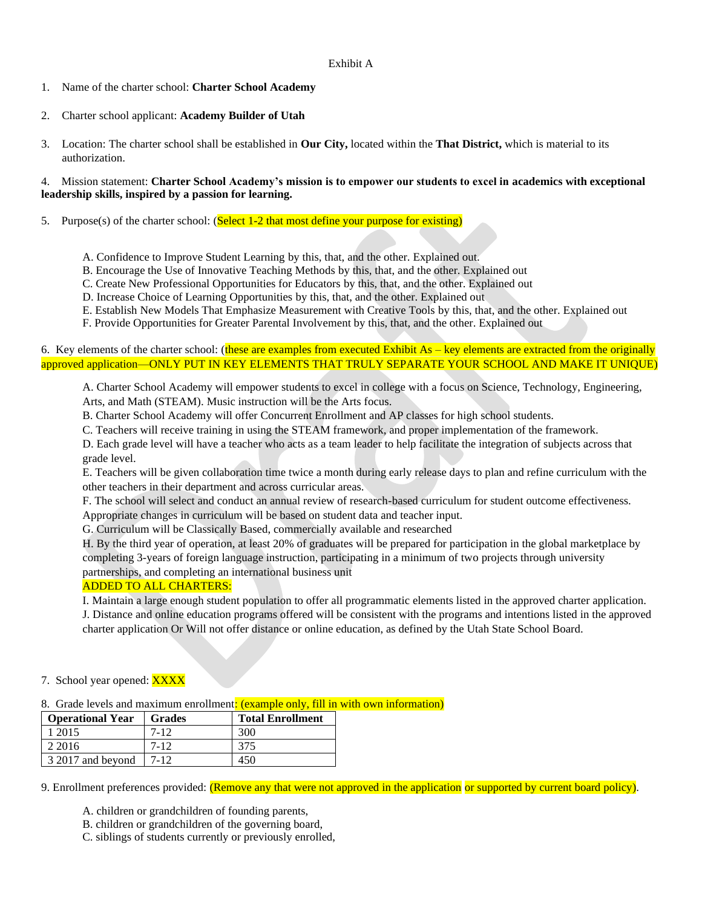Exhibit A

1. Name of the charter school: **Charter School Academy**

2. Charter school applicant: **Academy Builder of Utah**

3. Location: The charter school shall be established in **Our City,** located within the **That District,** which is material to its authorization.

4. Mission statement: **Charter School Academy's mission is to empower our students to excel in academics with exceptional leadership skills, inspired by a passion for learning.**

5. Purpose(s) of the charter school: (Select 1-2 that most define your purpose for existing)

   A. Confidence to Improve Student Learning by this, that, and the other. Explained out.
   B. Encourage the Use of Innovative Teaching Methods by this, that, and the other. Explained out
   C. Create New Professional Opportunities for Educators by this, that, and the other. Explained out
   D. Increase Choice of Learning Opportunities by this, that, and the other. Explained out
   E. Establish New Models That Emphasize Measurement with Creative Tools by this, that, and the other. Explained out
   F. Provide Opportunities for Greater Parental Involvement by this, that, and the other. Explained out

6. Key elements of the charter school: (these are examples from executed Exhibit As – key elements are extracted from the originally approved application—ONLY PUT IN KEY ELEMENTS THAT TRULY SEPARATE YOUR SCHOOL AND MAKE IT UNIQUE)

   A. Charter School Academy will empower students to excel in college with a focus on Science, Technology, Engineering, Arts, and Math (STEAM). Music instruction will be the Arts focus.
   B. Charter School Academy will offer Concurrent Enrollment and AP classes for high school students.
   C. Teachers will receive training in using the STEAM framework, and proper implementation of the framework.
   D. Each grade level will have a teacher who acts as a team leader to help facilitate the integration of subjects across that grade level.
   E. Teachers will be given collaboration time twice a month during early release days to plan and refine curriculum with the other teachers in their department and across curricular areas.
   F. The school will select and conduct an annual review of research-based curriculum for student outcome effectiveness. Appropriate changes in curriculum will be based on student data and teacher input.
   G. Curriculum will be Classically Based, commercially available and researched
   H. By the third year of operation, at least 20% of graduates will be prepared for participation in the global marketplace by completing 3-years of foreign language instruction, participating in a minimum of two projects through university partnerships, and completing an international business unit

   ADDED TO ALL CHARTERS:

   I. Maintain a large enough student population to offer all programmatic elements listed in the approved charter application.
   J. Distance and online education programs offered will be consistent with the programs and intentions listed in the approved charter application Or Will not offer distance or online education, as defined by the Utah State School Board.

7. School year opened: XXXX

8. Grade levels and maximum enrollment: (example only, fill in with own information)

| Operational Year | Grades | Total Enrollment |
|---|---|---|
| 1 2015 | 7-12 | 300 |
| 2 2016 | 7-12 | 375 |
| 3 2017 and beyond | 7-12 | 450 |

9. Enrollment preferences provided: (Remove any that were not approved in the application or supported by current board policy).

   A. children or grandchildren of founding parents,
   B. children or grandchildren of the governing board,
   C. siblings of students currently or previously enrolled,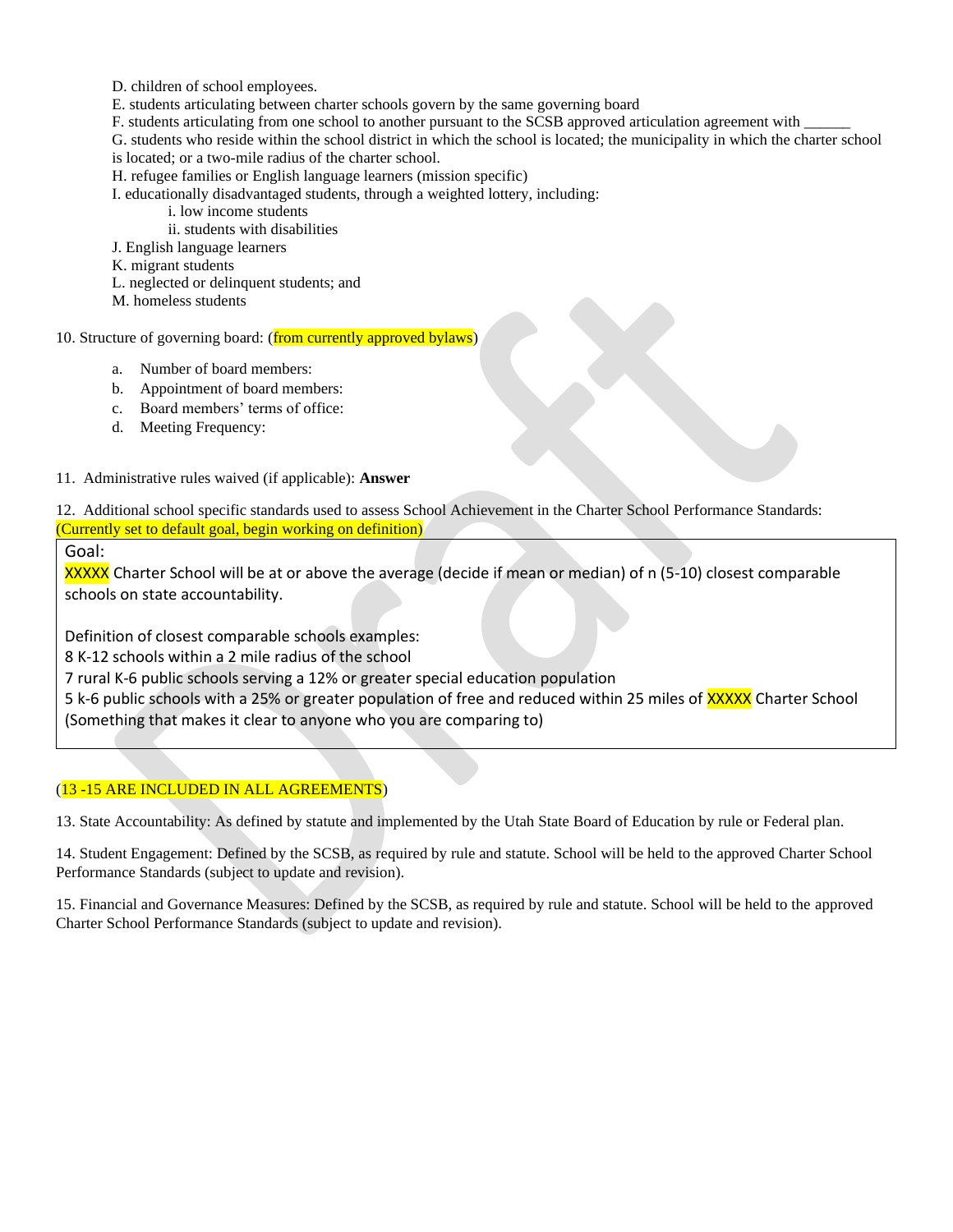D. children of school employees.
E. students articulating between charter schools govern by the same governing board
F. students articulating from one school to another pursuant to the SCSB approved articulation agreement with ______
G. students who reside within the school district in which the school is located; the municipality in which the charter school is located; or a two-mile radius of the charter school.
H. refugee families or English language learners (mission specific)
I. educationally disadvantaged students, through a weighted lottery, including:
  i. low income students
  ii. students with disabilities
J. English language learners
K. migrant students
L. neglected or delinquent students; and
M. homeless students

10. Structure of governing board: (from currently approved bylaws)

a. Number of board members:
b. Appointment of board members:
c. Board members' terms of office:
d. Meeting Frequency:

11. Administrative rules waived (if applicable): **Answer**

12. Additional school specific standards used to assess School Achievement in the Charter School Performance Standards: (Currently set to default goal, begin working on definition)

Goal:
XXXXX Charter School will be at or above the average (decide if mean or median) of n (5-10) closest comparable schools on state accountability.

Definition of closest comparable schools examples:
8 K-12 schools within a 2 mile radius of the school
7 rural K-6 public schools serving a 12% or greater special education population
5 k-6 public schools with a 25% or greater population of free and reduced within 25 miles of XXXXX Charter School
(Something that makes it clear to anyone who you are comparing to)

(13 -15 ARE INCLUDED IN ALL AGREEMENTS)

13. State Accountability: As defined by statute and implemented by the Utah State Board of Education by rule or Federal plan.

14. Student Engagement: Defined by the SCSB, as required by rule and statute. School will be held to the approved Charter School Performance Standards (subject to update and revision).

15. Financial and Governance Measures: Defined by the SCSB, as required by rule and statute. School will be held to the approved Charter School Performance Standards (subject to update and revision).